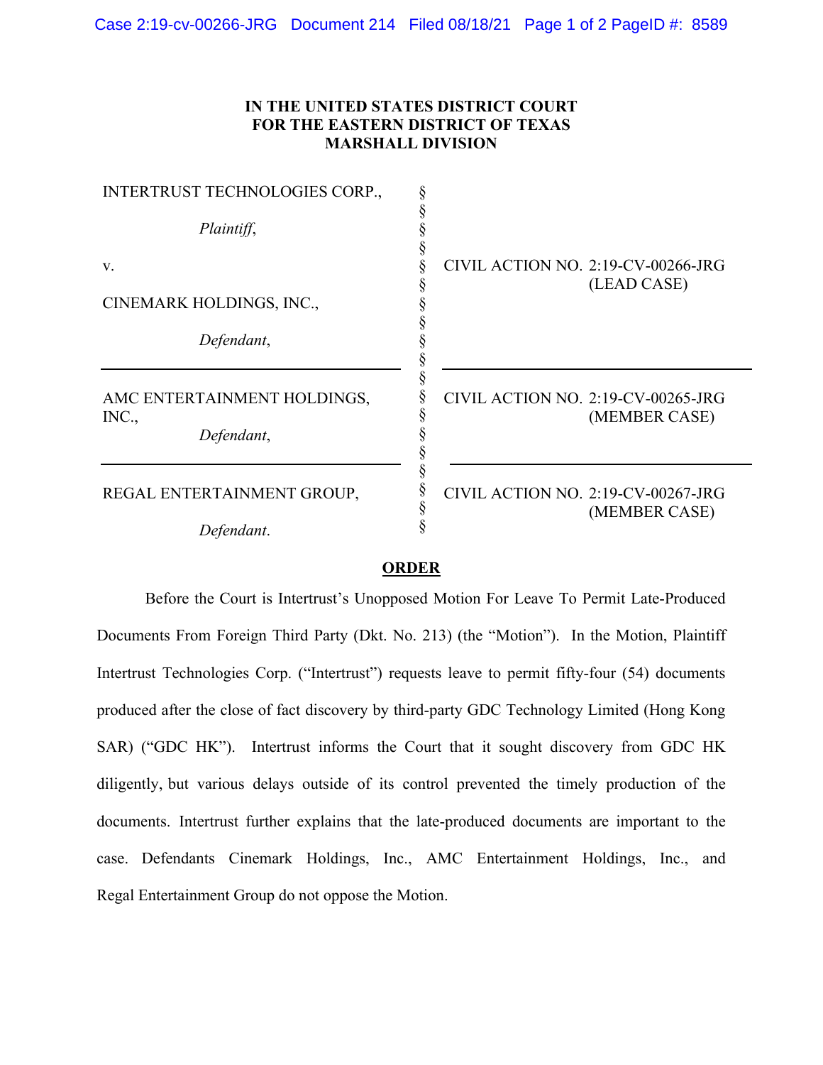# IN THE UNITED STATES DISTRICT COURT
# FOR THE EASTERN DISTRICT OF TEXAS
# MARSHALL DIVISION

| | | |
|---|---|---|
| INTERTRUST TECHNOLOGIES CORP., *Plaintiff*, v. CINEMARK HOLDINGS, INC., *Defendant*, | § | CIVIL ACTION NO. 2:19-CV-00266-JRG (LEAD CASE) |
| AMC ENTERTAINMENT HOLDINGS, INC., *Defendant*, | § | CIVIL ACTION NO. 2:19-CV-00265-JRG (MEMBER CASE) |
| REGAL ENTERTAINMENT GROUP, *Defendant*. | § | CIVIL ACTION NO. 2:19-CV-00267-JRG (MEMBER CASE) |

## ORDER

Before the Court is Intertrust's Unopposed Motion For Leave To Permit Late-Produced Documents From Foreign Third Party (Dkt. No. 213) (the "Motion"). In the Motion, Plaintiff Intertrust Technologies Corp. ("Intertrust") requests leave to permit fifty-four (54) documents produced after the close of fact discovery by third-party GDC Technology Limited (Hong Kong SAR) ("GDC HK"). Intertrust informs the Court that it sought discovery from GDC HK diligently, but various delays outside of its control prevented the timely production of the documents. Intertrust further explains that the late-produced documents are important to the case. Defendants Cinemark Holdings, Inc., AMC Entertainment Holdings, Inc., and Regal Entertainment Group do not oppose the Motion.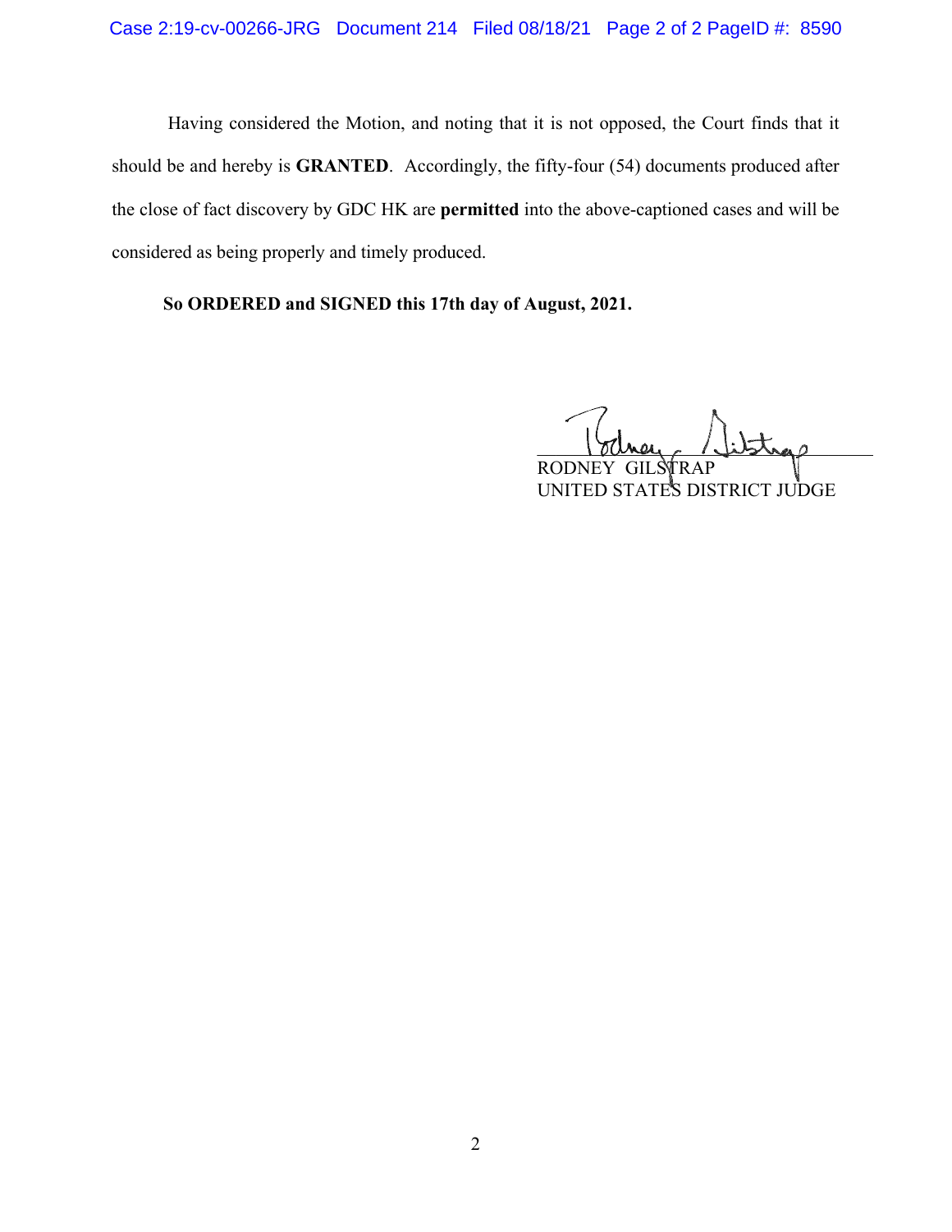Having considered the Motion, and noting that it is not opposed, the Court finds that it should be and hereby is **GRANTED**. Accordingly, the fifty-four (54) documents produced after the close of fact discovery by GDC HK are **permitted** into the above-captioned cases and will be considered as being properly and timely produced.

**So ORDERED and SIGNED this 17th day of August, 2021.**

RODNEY GILSTRAP
UNITED STATES DISTRICT JUDGE